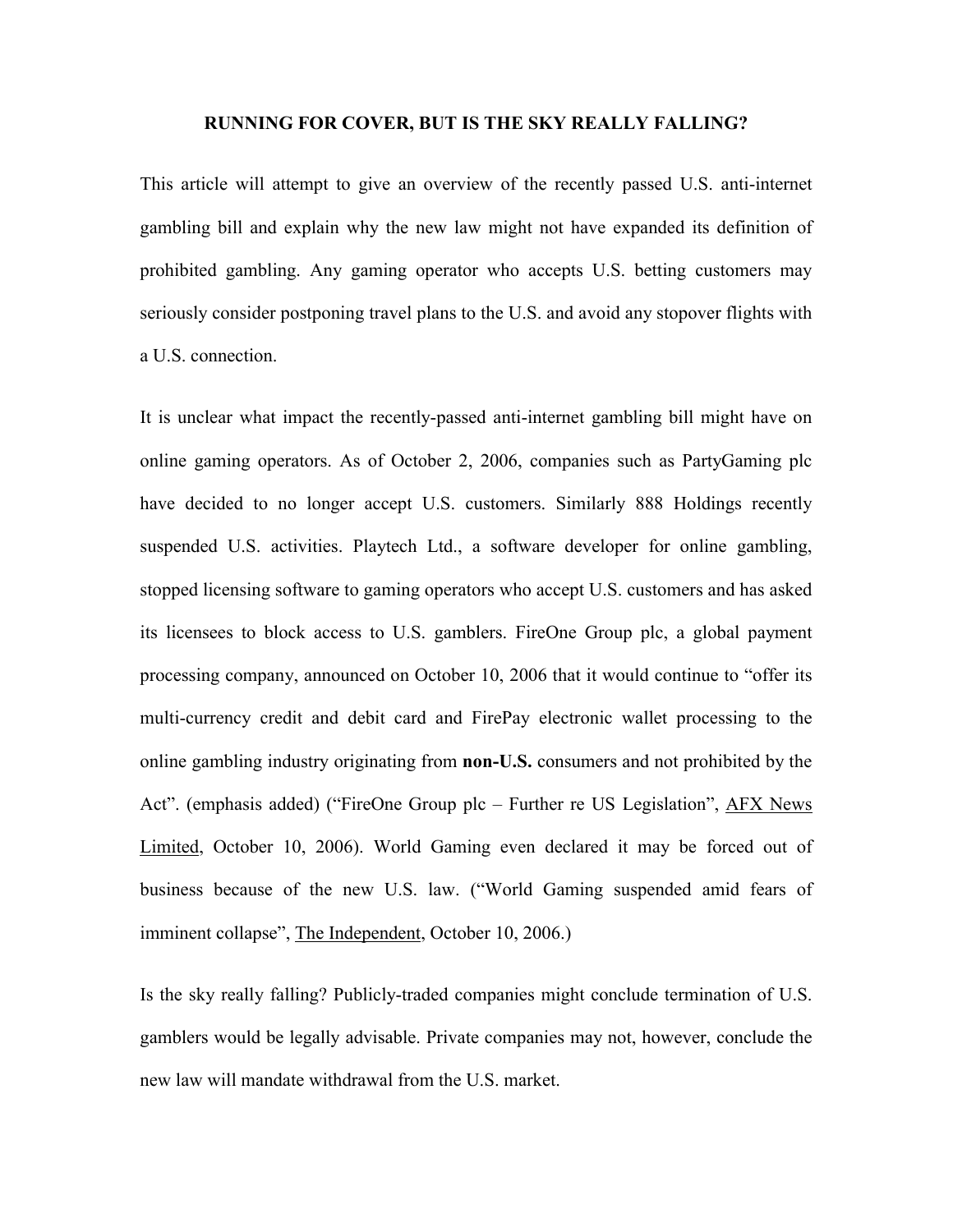# RUNNING FOR COVER, BUT IS THE SKY REALLY FALLING?

This article will attempt to give an overview of the recently passed U.S. anti-internet gambling bill and explain why the new law might not have expanded its definition of prohibited gambling. Any gaming operator who accepts U.S. betting customers may seriously consider postponing travel plans to the U.S. and avoid any stopover flights with a U.S. connection.

It is unclear what impact the recently-passed anti-internet gambling bill might have on online gaming operators. As of October 2, 2006, companies such as PartyGaming plc have decided to no longer accept U.S. customers. Similarly 888 Holdings recently suspended U.S. activities. Playtech Ltd., a software developer for online gambling, stopped licensing software to gaming operators who accept U.S. customers and has asked its licensees to block access to U.S. gamblers. FireOne Group plc, a global payment processing company, announced on October 10, 2006 that it would continue to "offer its multi-currency credit and debit card and FirePay electronic wallet processing to the online gambling industry originating from **non-U.S.** consumers and not prohibited by the Act". (emphasis added) ("FireOne Group plc – Further re US Legislation", AFX News Limited, October 10, 2006). World Gaming even declared it may be forced out of business because of the new U.S. law. ("World Gaming suspended amid fears of imminent collapse", The Independent, October 10, 2006.)

Is the sky really falling? Publicly-traded companies might conclude termination of U.S. gamblers would be legally advisable. Private companies may not, however, conclude the new law will mandate withdrawal from the U.S. market.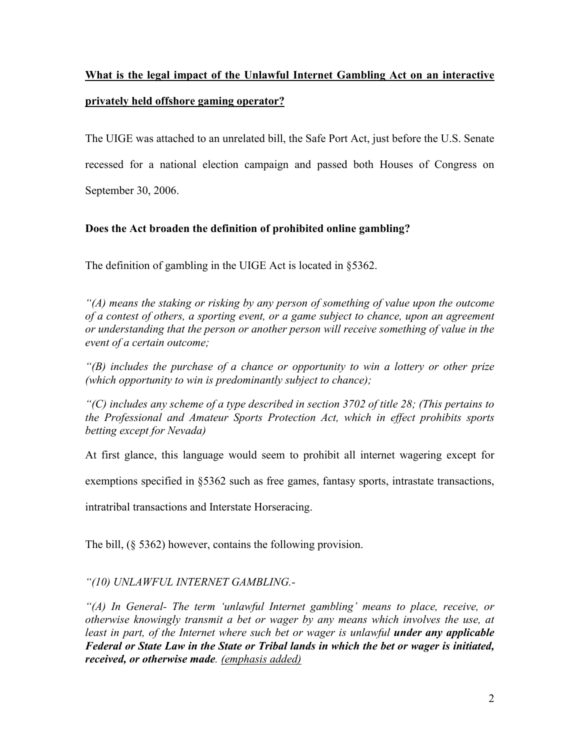**<u>What is the legal impact of the Unlawful Internet Gambling Act on an interactive privately held offshore gaming operator?</u>**

The UIGE was attached to an unrelated bill, the Safe Port Act, just before the U.S. Senate recessed for a national election campaign and passed both Houses of Congress on September 30, 2006.

**Does the Act broaden the definition of prohibited online gambling?**

The definition of gambling in the UIGE Act is located in §5362.

*"(A) means the staking or risking by any person of something of value upon the outcome of a contest of others, a sporting event, or a game subject to chance, upon an agreement or understanding that the person or another person will receive something of value in the event of a certain outcome;*

*"(B) includes the purchase of a chance or opportunity to win a lottery or other prize (which opportunity to win is predominantly subject to chance);*

*"(C) includes any scheme of a type described in section 3702 of title 28; (This pertains to the Professional and Amateur Sports Protection Act, which in effect prohibits sports betting except for Nevada)*

At first glance, this language would seem to prohibit all internet wagering except for exemptions specified in §5362 such as free games, fantasy sports, intrastate transactions, intratribal transactions and Interstate Horseracing.

The bill, (§ 5362) however, contains the following provision.

*"(10) UNLAWFUL INTERNET GAMBLING.-*

*"(A) In General- The term 'unlawful Internet gambling' means to place, receive, or otherwise knowingly transmit a bet or wager by any means which involves the use, at least in part, of the Internet where such bet or wager is unlawful* ***under any applicable Federal or State Law in the State or Tribal lands in which the bet or wager is initiated, received, or otherwise made****. <u>(emphasis added)</u>*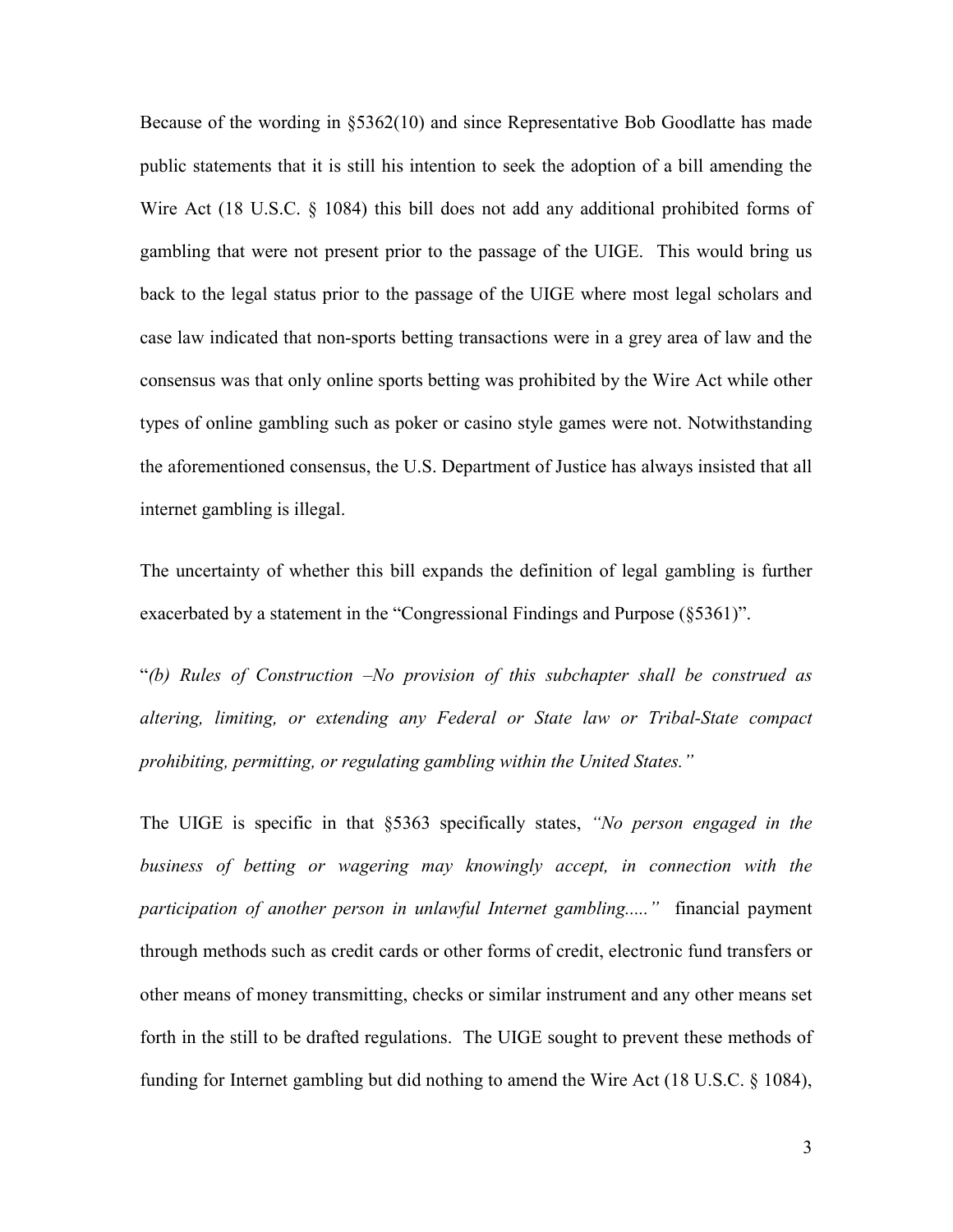Because of the wording in §5362(10) and since Representative Bob Goodlatte has made public statements that it is still his intention to seek the adoption of a bill amending the Wire Act (18 U.S.C. § 1084) this bill does not add any additional prohibited forms of gambling that were not present prior to the passage of the UIGE. This would bring us back to the legal status prior to the passage of the UIGE where most legal scholars and case law indicated that non-sports betting transactions were in a grey area of law and the consensus was that only online sports betting was prohibited by the Wire Act while other types of online gambling such as poker or casino style games were not. Notwithstanding the aforementioned consensus, the U.S. Department of Justice has always insisted that all internet gambling is illegal.

The uncertainty of whether this bill expands the definition of legal gambling is further exacerbated by a statement in the "Congressional Findings and Purpose (§5361)".

"*(b) Rules of Construction –No provision of this subchapter shall be construed as altering, limiting, or extending any Federal or State law or Tribal-State compact prohibiting, permitting, or regulating gambling within the United States."*

The UIGE is specific in that §5363 specifically states, *"No person engaged in the business of betting or wagering may knowingly accept, in connection with the participation of another person in unlawful Internet gambling....."* financial payment through methods such as credit cards or other forms of credit, electronic fund transfers or other means of money transmitting, checks or similar instrument and any other means set forth in the still to be drafted regulations. The UIGE sought to prevent these methods of funding for Internet gambling but did nothing to amend the Wire Act (18 U.S.C. § 1084),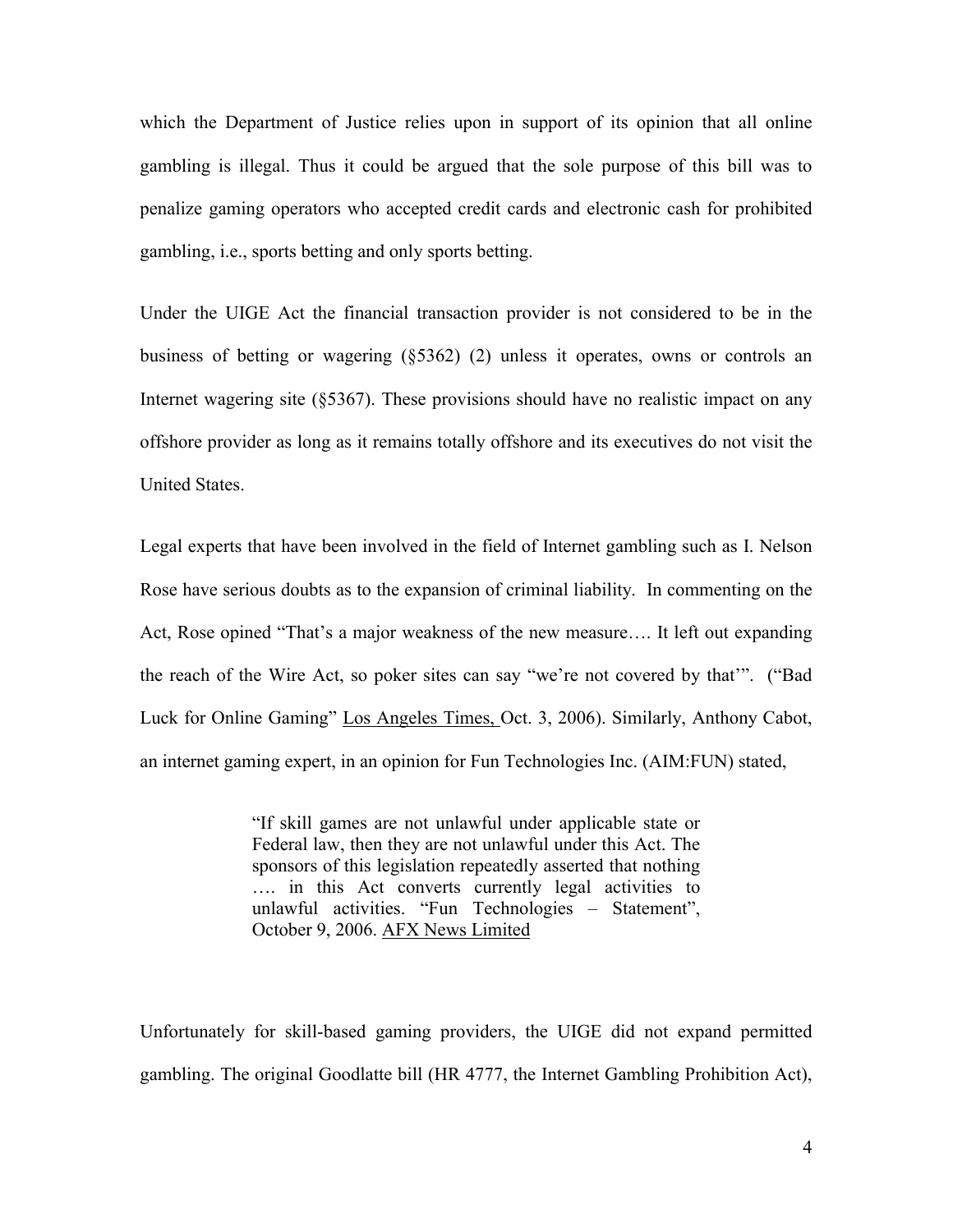which the Department of Justice relies upon in support of its opinion that all online gambling is illegal. Thus it could be argued that the sole purpose of this bill was to penalize gaming operators who accepted credit cards and electronic cash for prohibited gambling, i.e., sports betting and only sports betting.

Under the UIGE Act the financial transaction provider is not considered to be in the business of betting or wagering (§5362) (2) unless it operates, owns or controls an Internet wagering site (§5367). These provisions should have no realistic impact on any offshore provider as long as it remains totally offshore and its executives do not visit the United States.

Legal experts that have been involved in the field of Internet gambling such as I. Nelson Rose have serious doubts as to the expansion of criminal liability. In commenting on the Act, Rose opined "That's a major weakness of the new measure…. It left out expanding the reach of the Wire Act, so poker sites can say "we're not covered by that'". ("Bad Luck for Online Gaming" Los Angeles Times, Oct. 3, 2006). Similarly, Anthony Cabot, an internet gaming expert, in an opinion for Fun Technologies Inc. (AIM:FUN) stated,

> "If skill games are not unlawful under applicable state or Federal law, then they are not unlawful under this Act. The sponsors of this legislation repeatedly asserted that nothing …. in this Act converts currently legal activities to unlawful activities. "Fun Technologies – Statement", October 9, 2006. AFX News Limited

Unfortunately for skill-based gaming providers, the UIGE did not expand permitted gambling. The original Goodlatte bill (HR 4777, the Internet Gambling Prohibition Act),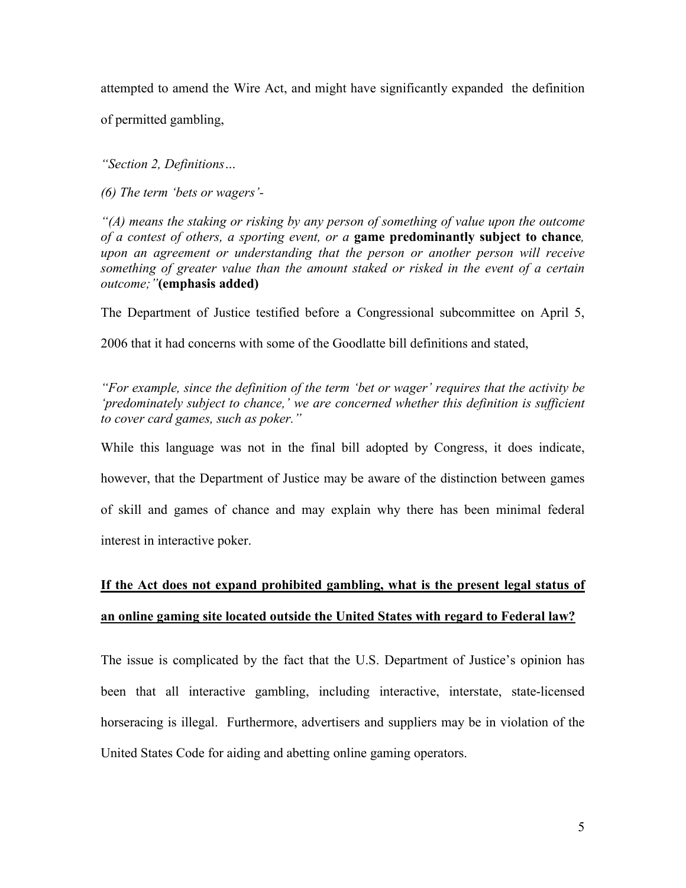attempted to amend the Wire Act, and might have significantly expanded the definition of permitted gambling,

*"Section 2, Definitions…*

*(6) The term 'bets or wagers'-*

*"(A) means the staking or risking by any person of something of value upon the outcome of a contest of others, a sporting event, or a* ***game predominantly subject to chance****, upon an agreement or understanding that the person or another person will receive something of greater value than the amount staked or risked in the event of a certain outcome;"* **(emphasis added)**

The Department of Justice testified before a Congressional subcommittee on April 5, 2006 that it had concerns with some of the Goodlatte bill definitions and stated,

*"For example, since the definition of the term 'bet or wager' requires that the activity be 'predominately subject to chance,' we are concerned whether this definition is sufficient to cover card games, such as poker."*

While this language was not in the final bill adopted by Congress, it does indicate, however, that the Department of Justice may be aware of the distinction between games of skill and games of chance and may explain why there has been minimal federal interest in interactive poker.

**<u>If the Act does not expand prohibited gambling, what is the present legal status of an online gaming site located outside the United States with regard to Federal law?</u>**

The issue is complicated by the fact that the U.S. Department of Justice's opinion has been that all interactive gambling, including interactive, interstate, state-licensed horseracing is illegal. Furthermore, advertisers and suppliers may be in violation of the United States Code for aiding and abetting online gaming operators.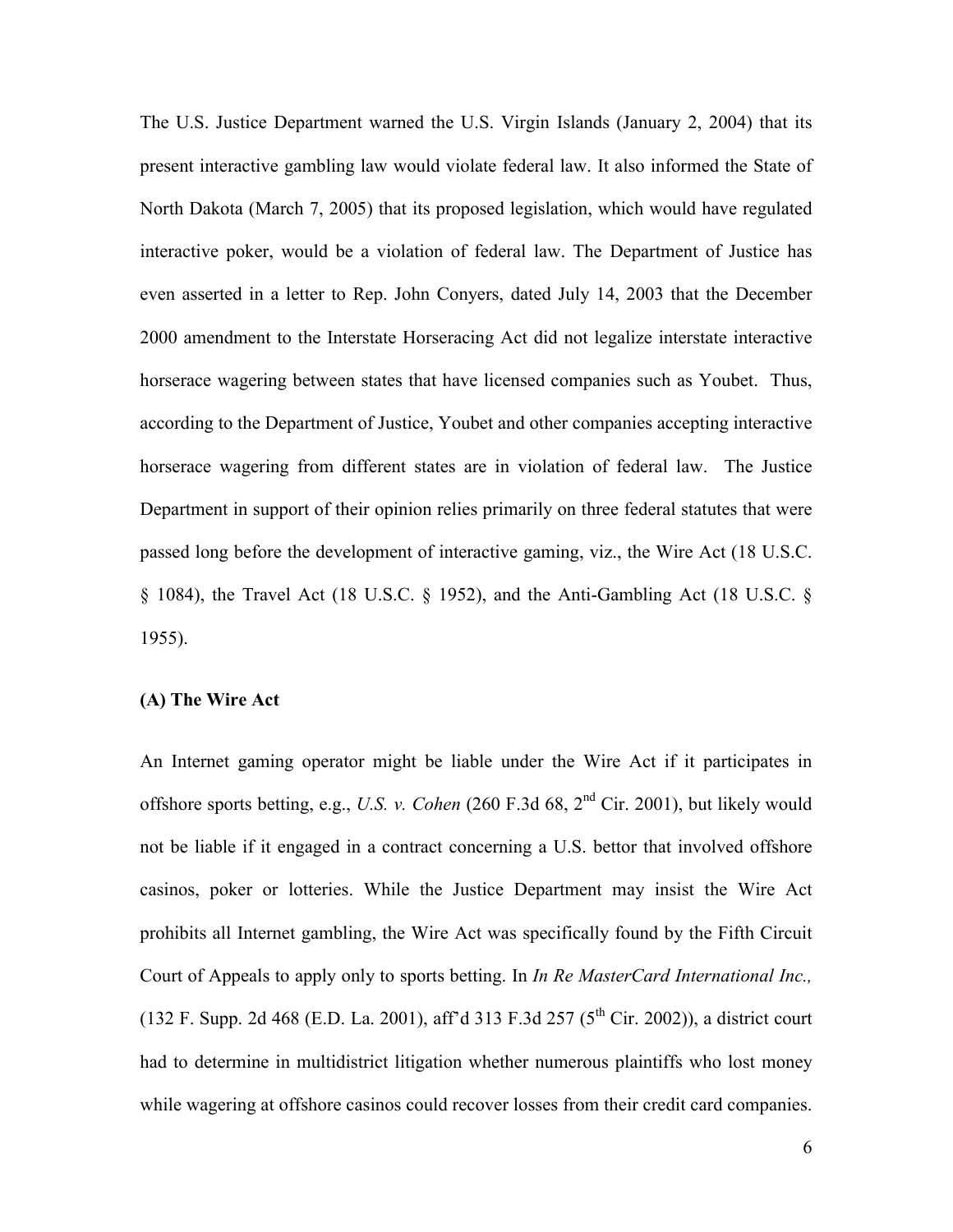The U.S. Justice Department warned the U.S. Virgin Islands (January 2, 2004) that its present interactive gambling law would violate federal law. It also informed the State of North Dakota (March 7, 2005) that its proposed legislation, which would have regulated interactive poker, would be a violation of federal law. The Department of Justice has even asserted in a letter to Rep. John Conyers, dated July 14, 2003 that the December 2000 amendment to the Interstate Horseracing Act did not legalize interstate interactive horserace wagering between states that have licensed companies such as Youbet. Thus, according to the Department of Justice, Youbet and other companies accepting interactive horserace wagering from different states are in violation of federal law. The Justice Department in support of their opinion relies primarily on three federal statutes that were passed long before the development of interactive gaming, viz., the Wire Act (18 U.S.C. § 1084), the Travel Act (18 U.S.C. § 1952), and the Anti-Gambling Act (18 U.S.C. § 1955).

**(A) The Wire Act**

An Internet gaming operator might be liable under the Wire Act if it participates in offshore sports betting, e.g., *U.S. v. Cohen* (260 F.3d 68, 2nd Cir. 2001), but likely would not be liable if it engaged in a contract concerning a U.S. bettor that involved offshore casinos, poker or lotteries. While the Justice Department may insist the Wire Act prohibits all Internet gambling, the Wire Act was specifically found by the Fifth Circuit Court of Appeals to apply only to sports betting. In *In Re MasterCard International Inc.,* (132 F. Supp. 2d 468 (E.D. La. 2001), aff'd 313 F.3d 257 (5th Cir. 2002)), a district court had to determine in multidistrict litigation whether numerous plaintiffs who lost money while wagering at offshore casinos could recover losses from their credit card companies.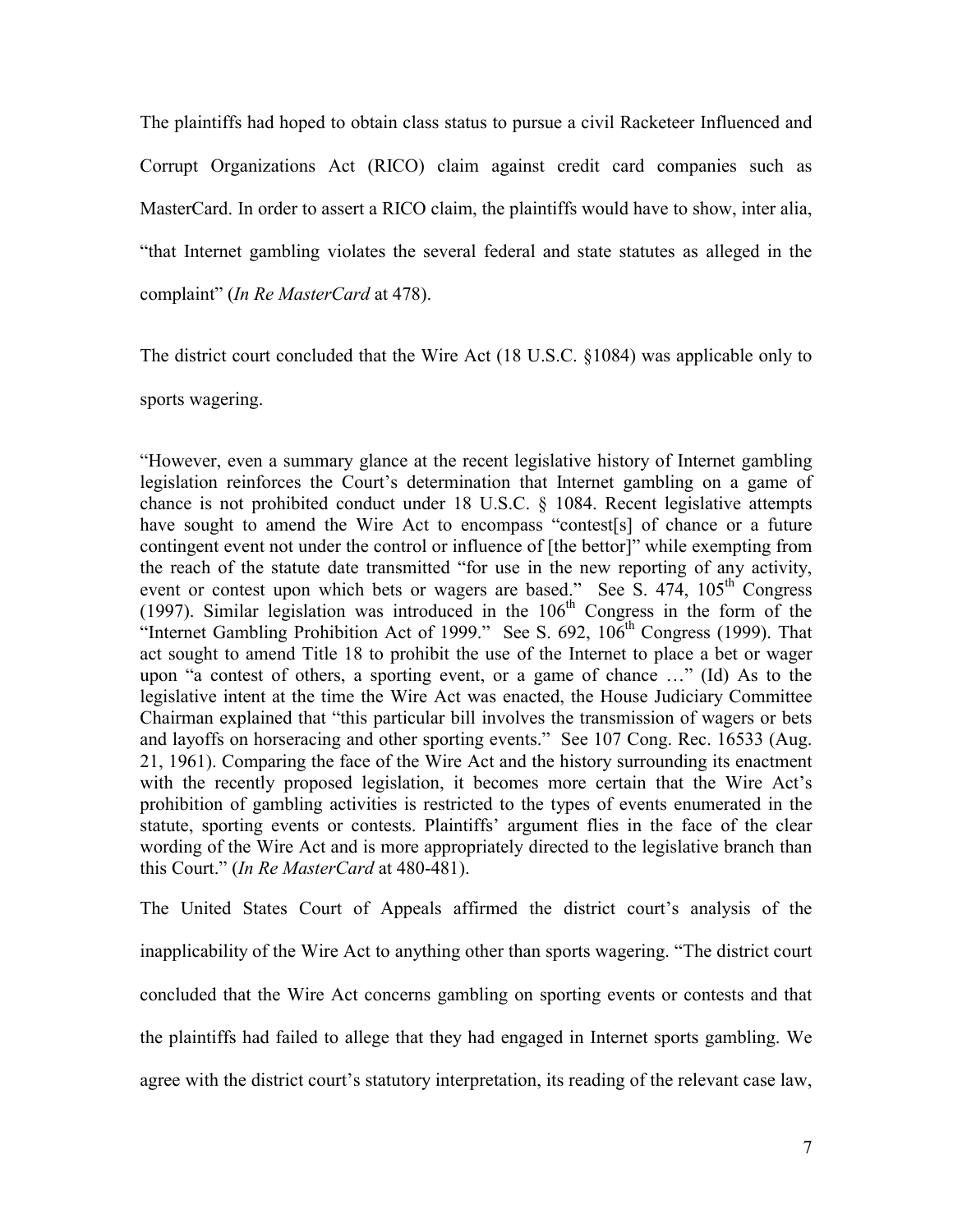The plaintiffs had hoped to obtain class status to pursue a civil Racketeer Influenced and Corrupt Organizations Act (RICO) claim against credit card companies such as MasterCard. In order to assert a RICO claim, the plaintiffs would have to show, inter alia, "that Internet gambling violates the several federal and state statutes as alleged in the complaint" (*In Re MasterCard* at 478).

The district court concluded that the Wire Act (18 U.S.C. §1084) was applicable only to sports wagering.

> "However, even a summary glance at the recent legislative history of Internet gambling legislation reinforces the Court's determination that Internet gambling on a game of chance is not prohibited conduct under 18 U.S.C. § 1084. Recent legislative attempts have sought to amend the Wire Act to encompass "contest[s] of chance or a future contingent event not under the control or influence of [the bettor]" while exempting from the reach of the statute date transmitted "for use in the new reporting of any activity, event or contest upon which bets or wagers are based." See S. 474, 105th Congress (1997). Similar legislation was introduced in the 106th Congress in the form of the "Internet Gambling Prohibition Act of 1999." See S. 692, 106th Congress (1999). That act sought to amend Title 18 to prohibit the use of the Internet to place a bet or wager upon "a contest of others, a sporting event, or a game of chance …" (Id) As to the legislative intent at the time the Wire Act was enacted, the House Judiciary Committee Chairman explained that "this particular bill involves the transmission of wagers or bets and layoffs on horseracing and other sporting events." See 107 Cong. Rec. 16533 (Aug. 21, 1961). Comparing the face of the Wire Act and the history surrounding its enactment with the recently proposed legislation, it becomes more certain that the Wire Act's prohibition of gambling activities is restricted to the types of events enumerated in the statute, sporting events or contests. Plaintiffs' argument flies in the face of the clear wording of the Wire Act and is more appropriately directed to the legislative branch than this Court." (*In Re MasterCard* at 480-481).

The United States Court of Appeals affirmed the district court's analysis of the inapplicability of the Wire Act to anything other than sports wagering. "The district court concluded that the Wire Act concerns gambling on sporting events or contests and that the plaintiffs had failed to allege that they had engaged in Internet sports gambling. We agree with the district court's statutory interpretation, its reading of the relevant case law,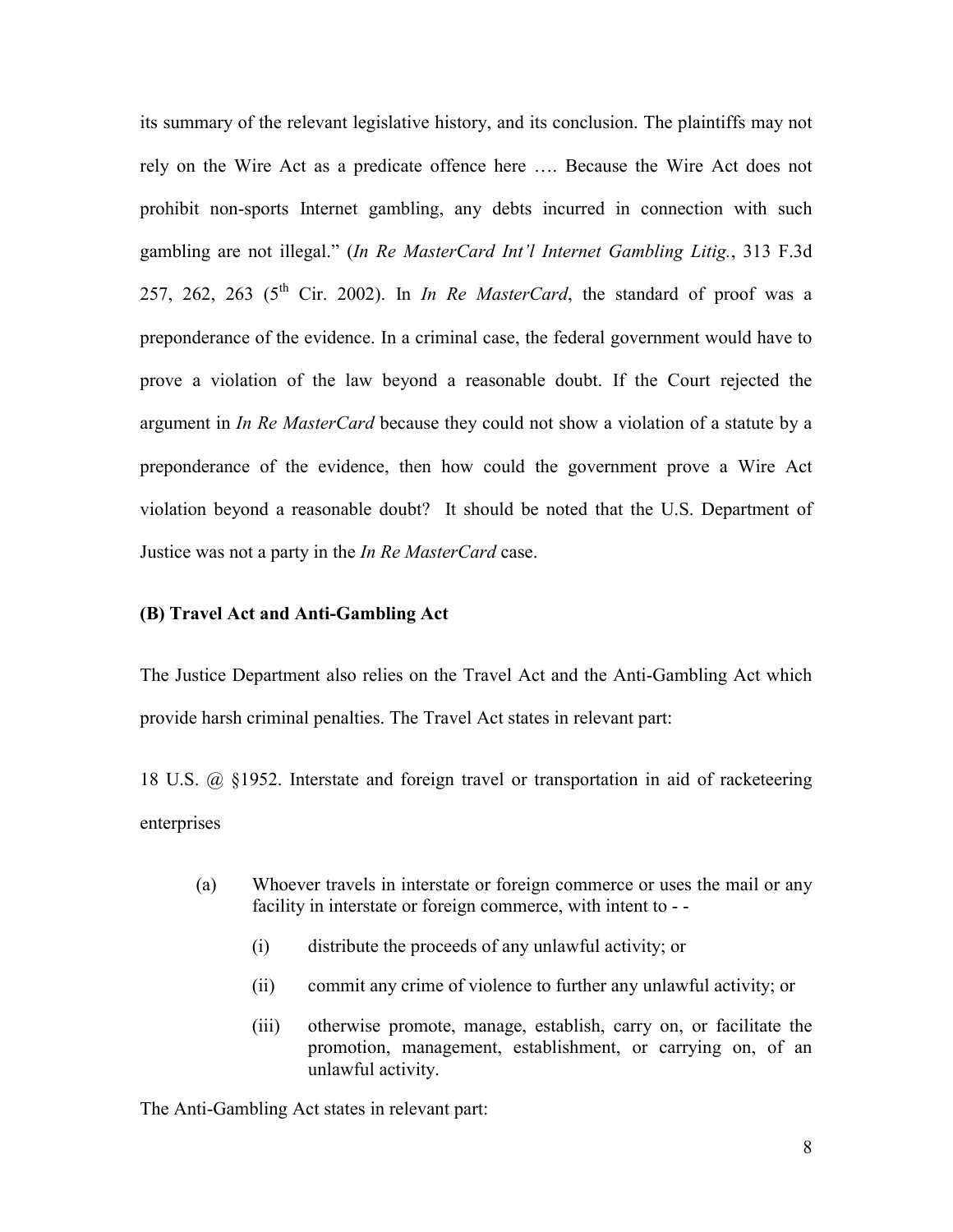its summary of the relevant legislative history, and its conclusion. The plaintiffs may not rely on the Wire Act as a predicate offence here …. Because the Wire Act does not prohibit non-sports Internet gambling, any debts incurred in connection with such gambling are not illegal." (*In Re MasterCard Int'l Internet Gambling Litig.*, 313 F.3d 257, 262, 263 (5th Cir. 2002). In *In Re MasterCard*, the standard of proof was a preponderance of the evidence. In a criminal case, the federal government would have to prove a violation of the law beyond a reasonable doubt. If the Court rejected the argument in *In Re MasterCard* because they could not show a violation of a statute by a preponderance of the evidence, then how could the government prove a Wire Act violation beyond a reasonable doubt? It should be noted that the U.S. Department of Justice was not a party in the *In Re MasterCard* case.

**(B) Travel Act and Anti-Gambling Act**

The Justice Department also relies on the Travel Act and the Anti-Gambling Act which provide harsh criminal penalties. The Travel Act states in relevant part:

18 U.S. @ §1952. Interstate and foreign travel or transportation in aid of racketeering enterprises

> (a) Whoever travels in interstate or foreign commerce or uses the mail or any facility in interstate or foreign commerce, with intent to - -
>
> > (i) distribute the proceeds of any unlawful activity; or
> >
> > (ii) commit any crime of violence to further any unlawful activity; or
> >
> > (iii) otherwise promote, manage, establish, carry on, or facilitate the promotion, management, establishment, or carrying on, of an unlawful activity.

The Anti-Gambling Act states in relevant part: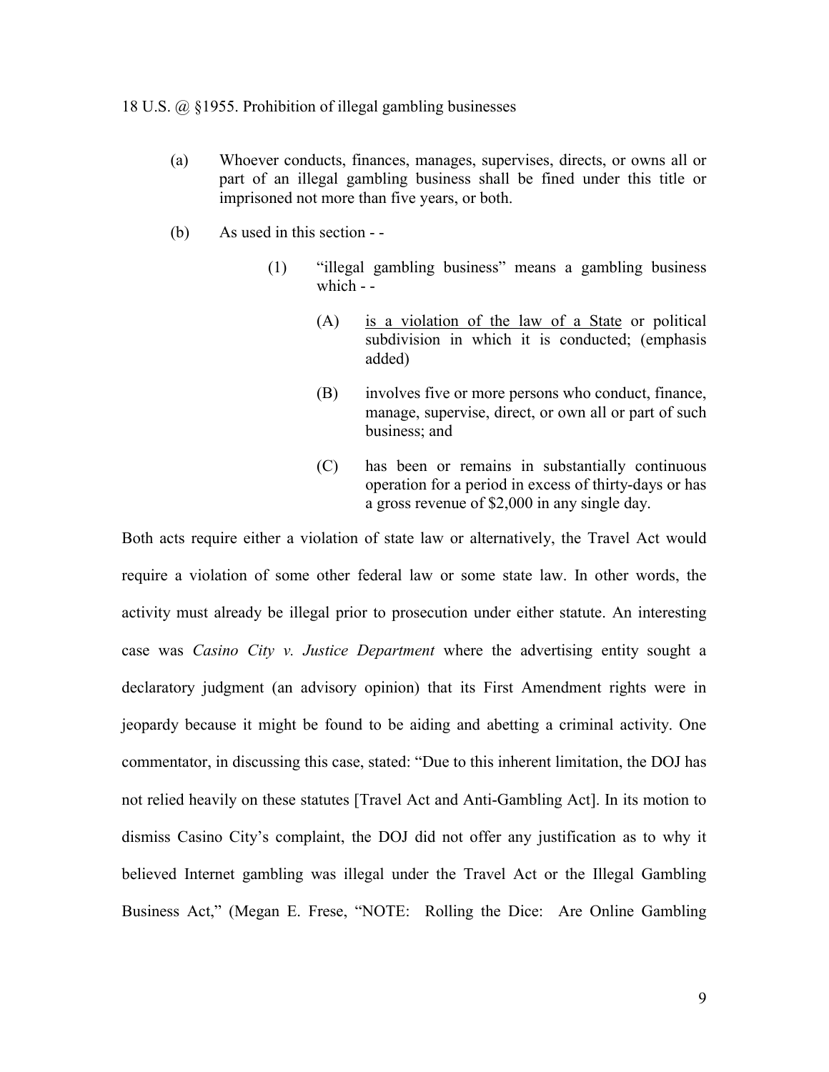18 U.S. @ §1955. Prohibition of illegal gambling businesses

(a) Whoever conducts, finances, manages, supervises, directs, or owns all or part of an illegal gambling business shall be fined under this title or imprisoned not more than five years, or both.

(b) As used in this section - -

> (1) "illegal gambling business" means a gambling business which - -
>
> > (A) <u>is a violation of the law of a State</u> or political subdivision in which it is conducted; (emphasis added)
> >
> > (B) involves five or more persons who conduct, finance, manage, supervise, direct, or own all or part of such business; and
> >
> > (C) has been or remains in substantially continuous operation for a period in excess of thirty-days or has a gross revenue of $2,000 in any single day.

Both acts require either a violation of state law or alternatively, the Travel Act would require a violation of some other federal law or some state law. In other words, the activity must already be illegal prior to prosecution under either statute. An interesting case was *Casino City v. Justice Department* where the advertising entity sought a declaratory judgment (an advisory opinion) that its First Amendment rights were in jeopardy because it might be found to be aiding and abetting a criminal activity. One commentator, in discussing this case, stated: "Due to this inherent limitation, the DOJ has not relied heavily on these statutes [Travel Act and Anti-Gambling Act]. In its motion to dismiss Casino City's complaint, the DOJ did not offer any justification as to why it believed Internet gambling was illegal under the Travel Act or the Illegal Gambling Business Act," (Megan E. Frese, "NOTE: Rolling the Dice: Are Online Gambling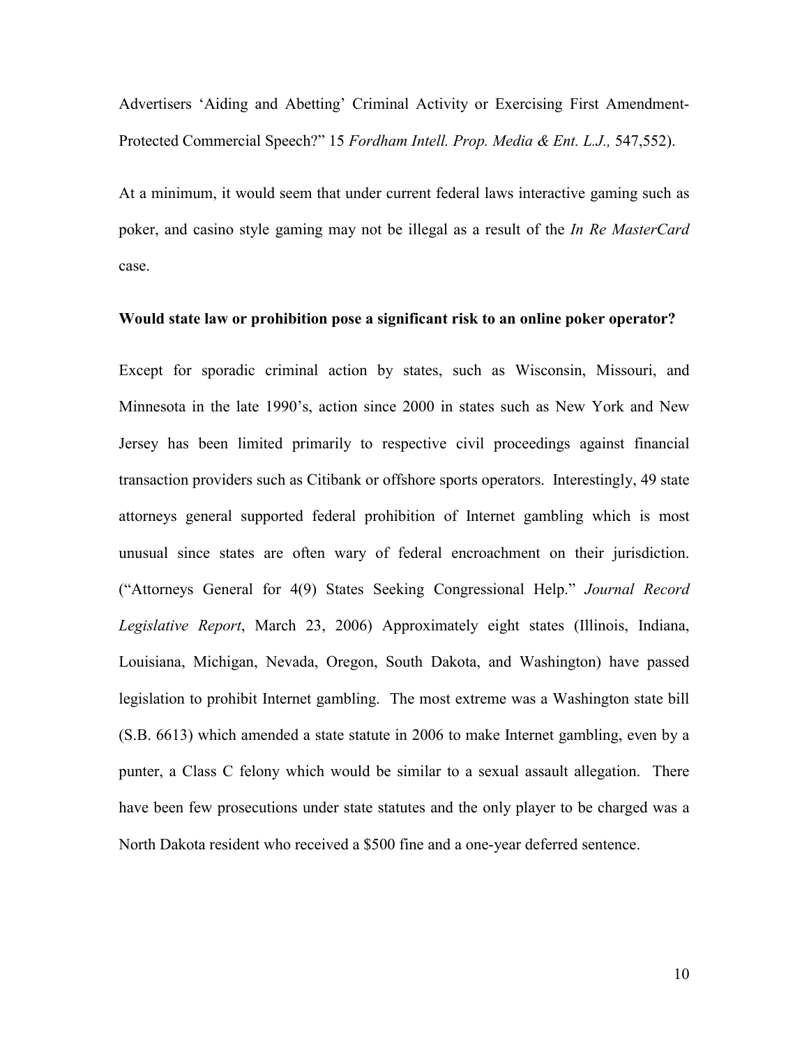Advertisers 'Aiding and Abetting' Criminal Activity or Exercising First Amendment-Protected Commercial Speech?" 15 *Fordham Intell. Prop. Media & Ent. L.J.,* 547,552).

At a minimum, it would seem that under current federal laws interactive gaming such as poker, and casino style gaming may not be illegal as a result of the *In Re MasterCard* case.

**Would state law or prohibition pose a significant risk to an online poker operator?**

Except for sporadic criminal action by states, such as Wisconsin, Missouri, and Minnesota in the late 1990's, action since 2000 in states such as New York and New Jersey has been limited primarily to respective civil proceedings against financial transaction providers such as Citibank or offshore sports operators. Interestingly, 49 state attorneys general supported federal prohibition of Internet gambling which is most unusual since states are often wary of federal encroachment on their jurisdiction. ("Attorneys General for 4(9) States Seeking Congressional Help." *Journal Record Legislative Report*, March 23, 2006) Approximately eight states (Illinois, Indiana, Louisiana, Michigan, Nevada, Oregon, South Dakota, and Washington) have passed legislation to prohibit Internet gambling. The most extreme was a Washington state bill (S.B. 6613) which amended a state statute in 2006 to make Internet gambling, even by a punter, a Class C felony which would be similar to a sexual assault allegation. There have been few prosecutions under state statutes and the only player to be charged was a North Dakota resident who received a $500 fine and a one-year deferred sentence.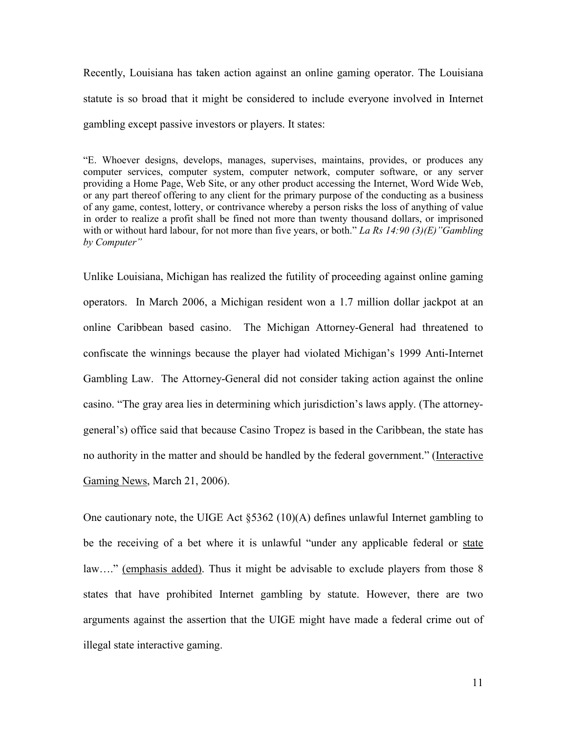Recently, Louisiana has taken action against an online gaming operator. The Louisiana statute is so broad that it might be considered to include everyone involved in Internet gambling except passive investors or players. It states:

> "E. Whoever designs, develops, manages, supervises, maintains, provides, or produces any computer services, computer system, computer network, computer software, or any server providing a Home Page, Web Site, or any other product accessing the Internet, Word Wide Web, or any part thereof offering to any client for the primary purpose of the conducting as a business of any game, contest, lottery, or contrivance whereby a person risks the loss of anything of value in order to realize a profit shall be fined not more than twenty thousand dollars, or imprisoned with or without hard labour, for not more than five years, or both." *La Rs 14:90 (3)(E)"Gambling by Computer"*

Unlike Louisiana, Michigan has realized the futility of proceeding against online gaming operators. In March 2006, a Michigan resident won a 1.7 million dollar jackpot at an online Caribbean based casino. The Michigan Attorney-General had threatened to confiscate the winnings because the player had violated Michigan's 1999 Anti-Internet Gambling Law. The Attorney-General did not consider taking action against the online casino. "The gray area lies in determining which jurisdiction's laws apply. (The attorney-general's) office said that because Casino Tropez is based in the Caribbean, the state has no authority in the matter and should be handled by the federal government." (<u>Interactive Gaming News</u>, March 21, 2006).

One cautionary note, the UIGE Act §5362 (10)(A) defines unlawful Internet gambling to be the receiving of a bet where it is unlawful "under any applicable federal or <u>state</u> law…." <u>(emphasis added)</u>. Thus it might be advisable to exclude players from those 8 states that have prohibited Internet gambling by statute. However, there are two arguments against the assertion that the UIGE might have made a federal crime out of illegal state interactive gaming.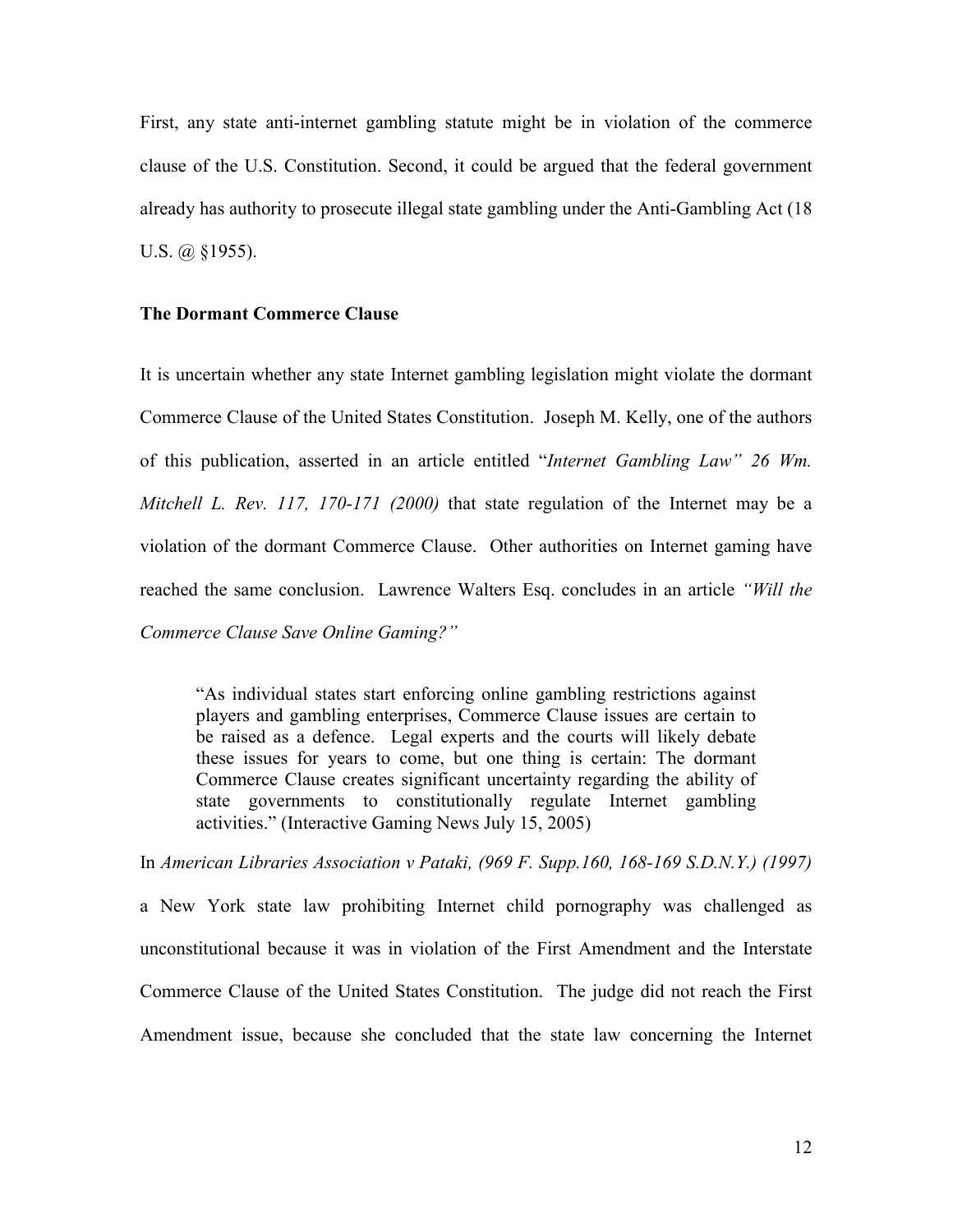First, any state anti-internet gambling statute might be in violation of the commerce clause of the U.S. Constitution. Second, it could be argued that the federal government already has authority to prosecute illegal state gambling under the Anti-Gambling Act (18 U.S. @ §1955).

**The Dormant Commerce Clause**

It is uncertain whether any state Internet gambling legislation might violate the dormant Commerce Clause of the United States Constitution. Joseph M. Kelly, one of the authors of this publication, asserted in an article entitled "*Internet Gambling Law" 26 Wm. Mitchell L. Rev. 117, 170-171 (2000)* that state regulation of the Internet may be a violation of the dormant Commerce Clause. Other authorities on Internet gaming have reached the same conclusion. Lawrence Walters Esq. concludes in an article *"Will the Commerce Clause Save Online Gaming?"*

> "As individual states start enforcing online gambling restrictions against players and gambling enterprises, Commerce Clause issues are certain to be raised as a defence. Legal experts and the courts will likely debate these issues for years to come, but one thing is certain: The dormant Commerce Clause creates significant uncertainty regarding the ability of state governments to constitutionally regulate Internet gambling activities." (Interactive Gaming News July 15, 2005)

In *American Libraries Association v Pataki, (969 F. Supp.160, 168-169 S.D.N.Y.) (1997)* a New York state law prohibiting Internet child pornography was challenged as unconstitutional because it was in violation of the First Amendment and the Interstate Commerce Clause of the United States Constitution. The judge did not reach the First Amendment issue, because she concluded that the state law concerning the Internet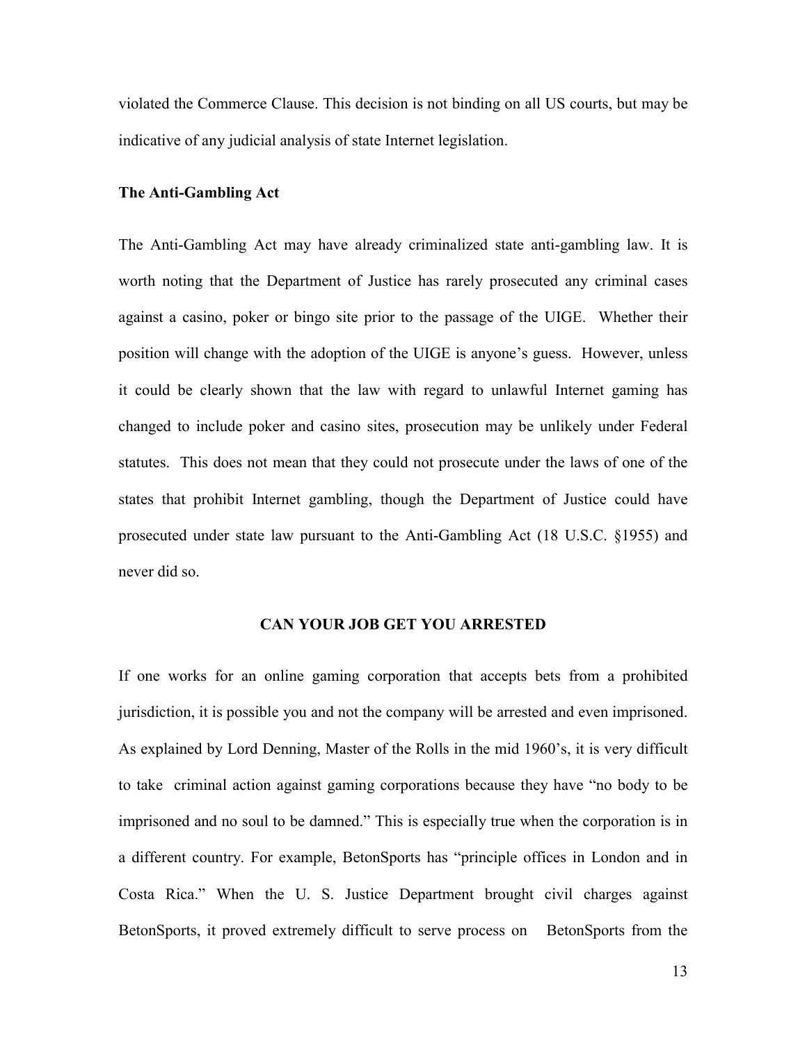violated the Commerce Clause. This decision is not binding on all US courts, but may be indicative of any judicial analysis of state Internet legislation.

**The Anti-Gambling Act**

The Anti-Gambling Act may have already criminalized state anti-gambling law. It is worth noting that the Department of Justice has rarely prosecuted any criminal cases against a casino, poker or bingo site prior to the passage of the UIGE. Whether their position will change with the adoption of the UIGE is anyone's guess. However, unless it could be clearly shown that the law with regard to unlawful Internet gaming has changed to include poker and casino sites, prosecution may be unlikely under Federal statutes. This does not mean that they could not prosecute under the laws of one of the states that prohibit Internet gambling, though the Department of Justice could have prosecuted under state law pursuant to the Anti-Gambling Act (18 U.S.C. §1955) and never did so.

## CAN YOUR JOB GET YOU ARRESTED

If one works for an online gaming corporation that accepts bets from a prohibited jurisdiction, it is possible you and not the company will be arrested and even imprisoned. As explained by Lord Denning, Master of the Rolls in the mid 1960's, it is very difficult to take criminal action against gaming corporations because they have "no body to be imprisoned and no soul to be damned." This is especially true when the corporation is in a different country. For example, BetonSports has "principle offices in London and in Costa Rica." When the U. S. Justice Department brought civil charges against BetonSports, it proved extremely difficult to serve process on BetonSports from the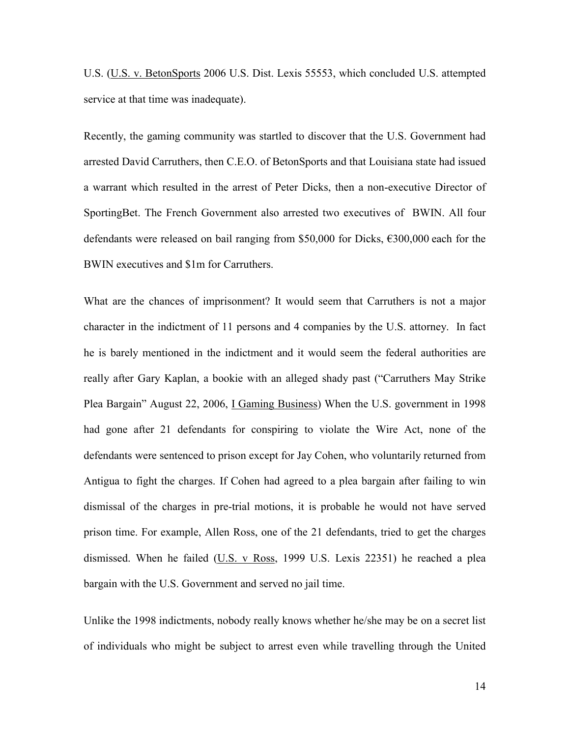U.S. (U.S. v. BetonSports 2006 U.S. Dist. Lexis 55553, which concluded U.S. attempted service at that time was inadequate).

Recently, the gaming community was startled to discover that the U.S. Government had arrested David Carruthers, then C.E.O. of BetonSports and that Louisiana state had issued a warrant which resulted in the arrest of Peter Dicks, then a non-executive Director of SportingBet. The French Government also arrested two executives of BWIN. All four defendants were released on bail ranging from $50,000 for Dicks, €300,000 each for the BWIN executives and $1m for Carruthers.

What are the chances of imprisonment? It would seem that Carruthers is not a major character in the indictment of 11 persons and 4 companies by the U.S. attorney. In fact he is barely mentioned in the indictment and it would seem the federal authorities are really after Gary Kaplan, a bookie with an alleged shady past ("Carruthers May Strike Plea Bargain" August 22, 2006, I Gaming Business) When the U.S. government in 1998 had gone after 21 defendants for conspiring to violate the Wire Act, none of the defendants were sentenced to prison except for Jay Cohen, who voluntarily returned from Antigua to fight the charges. If Cohen had agreed to a plea bargain after failing to win dismissal of the charges in pre-trial motions, it is probable he would not have served prison time. For example, Allen Ross, one of the 21 defendants, tried to get the charges dismissed. When he failed (U.S. v Ross, 1999 U.S. Lexis 22351) he reached a plea bargain with the U.S. Government and served no jail time.

Unlike the 1998 indictments, nobody really knows whether he/she may be on a secret list of individuals who might be subject to arrest even while travelling through the United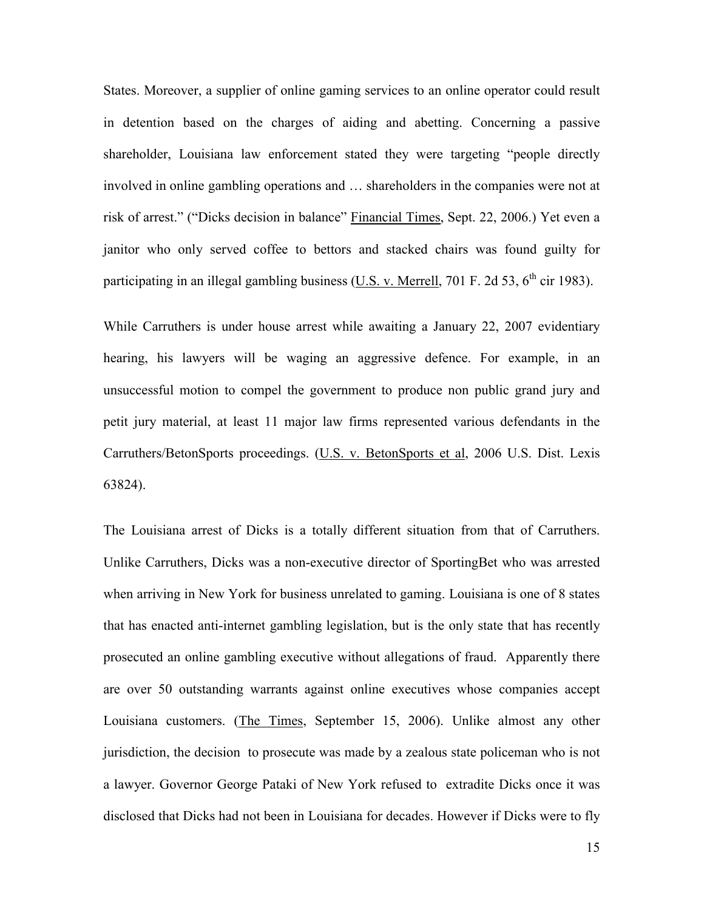States. Moreover, a supplier of online gaming services to an online operator could result in detention based on the charges of aiding and abetting. Concerning a passive shareholder, Louisiana law enforcement stated they were targeting "people directly involved in online gambling operations and … shareholders in the companies were not at risk of arrest." ("Dicks decision in balance" Financial Times, Sept. 22, 2006.) Yet even a janitor who only served coffee to bettors and stacked chairs was found guilty for participating in an illegal gambling business (U.S. v. Merrell, 701 F. 2d 53, 6th cir 1983).

While Carruthers is under house arrest while awaiting a January 22, 2007 evidentiary hearing, his lawyers will be waging an aggressive defence. For example, in an unsuccessful motion to compel the government to produce non public grand jury and petit jury material, at least 11 major law firms represented various defendants in the Carruthers/BetonSports proceedings. (U.S. v. BetonSports et al, 2006 U.S. Dist. Lexis 63824).

The Louisiana arrest of Dicks is a totally different situation from that of Carruthers. Unlike Carruthers, Dicks was a non-executive director of SportingBet who was arrested when arriving in New York for business unrelated to gaming. Louisiana is one of 8 states that has enacted anti-internet gambling legislation, but is the only state that has recently prosecuted an online gambling executive without allegations of fraud. Apparently there are over 50 outstanding warrants against online executives whose companies accept Louisiana customers. (The Times, September 15, 2006). Unlike almost any other jurisdiction, the decision to prosecute was made by a zealous state policeman who is not a lawyer. Governor George Pataki of New York refused to extradite Dicks once it was disclosed that Dicks had not been in Louisiana for decades. However if Dicks were to fly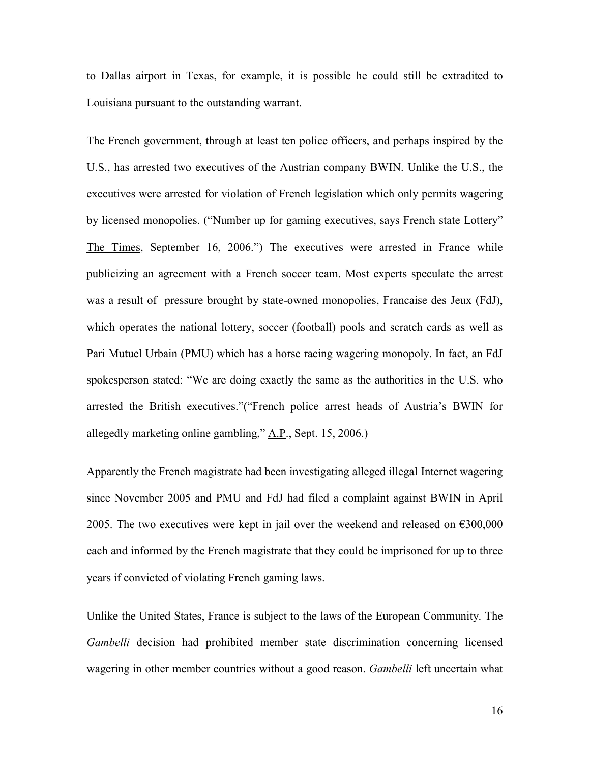to Dallas airport in Texas, for example, it is possible he could still be extradited to Louisiana pursuant to the outstanding warrant.

The French government, through at least ten police officers, and perhaps inspired by the U.S., has arrested two executives of the Austrian company BWIN. Unlike the U.S., the executives were arrested for violation of French legislation which only permits wagering by licensed monopolies. ("Number up for gaming executives, says French state Lottery" The Times, September 16, 2006.") The executives were arrested in France while publicizing an agreement with a French soccer team. Most experts speculate the arrest was a result of pressure brought by state-owned monopolies, Francaise des Jeux (FdJ), which operates the national lottery, soccer (football) pools and scratch cards as well as Pari Mutuel Urbain (PMU) which has a horse racing wagering monopoly. In fact, an FdJ spokesperson stated: "We are doing exactly the same as the authorities in the U.S. who arrested the British executives."("French police arrest heads of Austria's BWIN for allegedly marketing online gambling," A.P., Sept. 15, 2006.)

Apparently the French magistrate had been investigating alleged illegal Internet wagering since November 2005 and PMU and FdJ had filed a complaint against BWIN in April 2005. The two executives were kept in jail over the weekend and released on €300,000 each and informed by the French magistrate that they could be imprisoned for up to three years if convicted of violating French gaming laws.

Unlike the United States, France is subject to the laws of the European Community. The *Gambelli* decision had prohibited member state discrimination concerning licensed wagering in other member countries without a good reason. *Gambelli* left uncertain what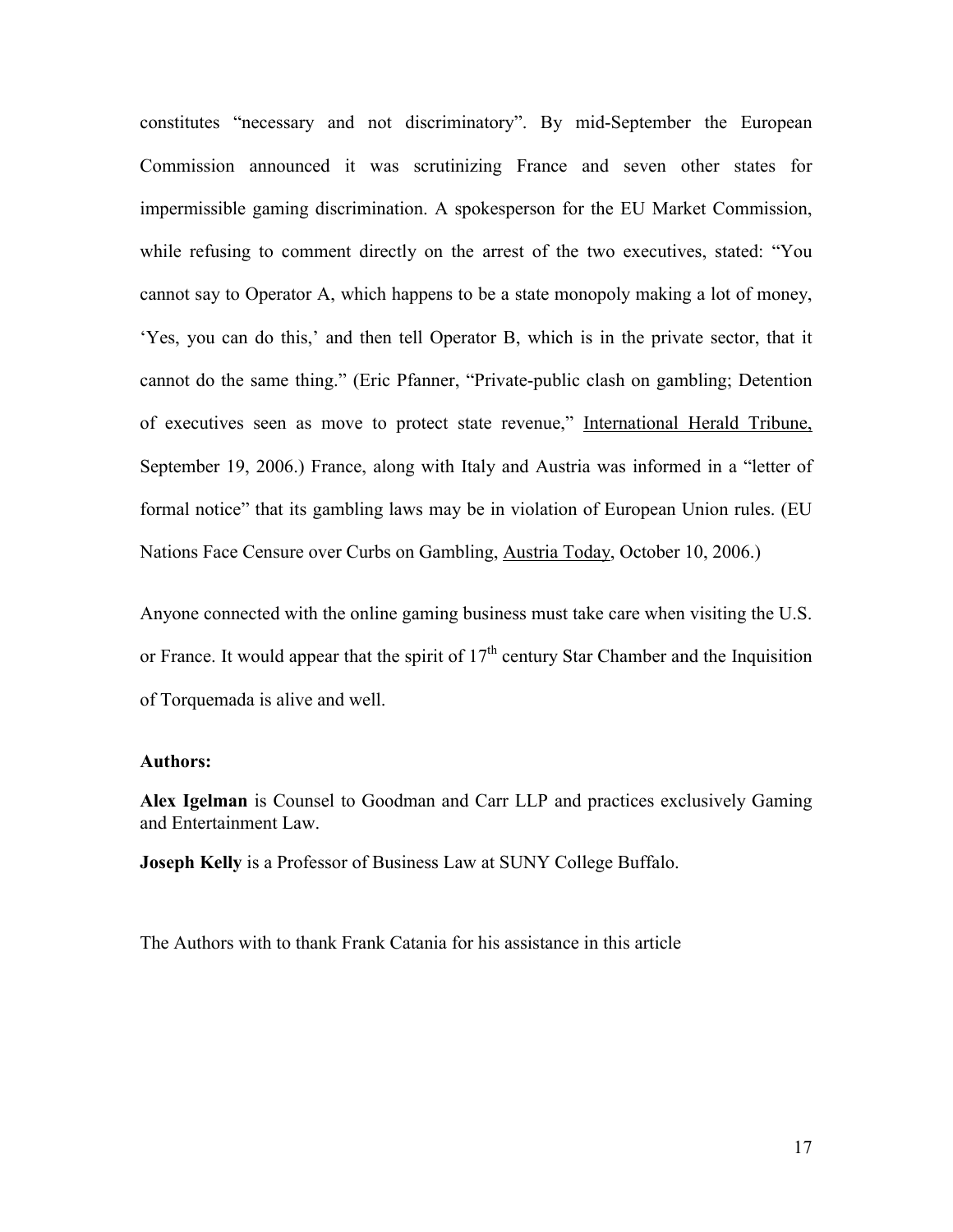constitutes "necessary and not discriminatory". By mid-September the European Commission announced it was scrutinizing France and seven other states for impermissible gaming discrimination. A spokesperson for the EU Market Commission, while refusing to comment directly on the arrest of the two executives, stated: "You cannot say to Operator A, which happens to be a state monopoly making a lot of money, 'Yes, you can do this,' and then tell Operator B, which is in the private sector, that it cannot do the same thing." (Eric Pfanner, "Private-public clash on gambling; Detention of executives seen as move to protect state revenue," International Herald Tribune, September 19, 2006.) France, along with Italy and Austria was informed in a "letter of formal notice" that its gambling laws may be in violation of European Union rules. (EU Nations Face Censure over Curbs on Gambling, Austria Today, October 10, 2006.)

Anyone connected with the online gaming business must take care when visiting the U.S. or France. It would appear that the spirit of 17th century Star Chamber and the Inquisition of Torquemada is alive and well.

**Authors:**

**Alex Igelman** is Counsel to Goodman and Carr LLP and practices exclusively Gaming and Entertainment Law.

**Joseph Kelly** is a Professor of Business Law at SUNY College Buffalo.

The Authors with to thank Frank Catania for his assistance in this article